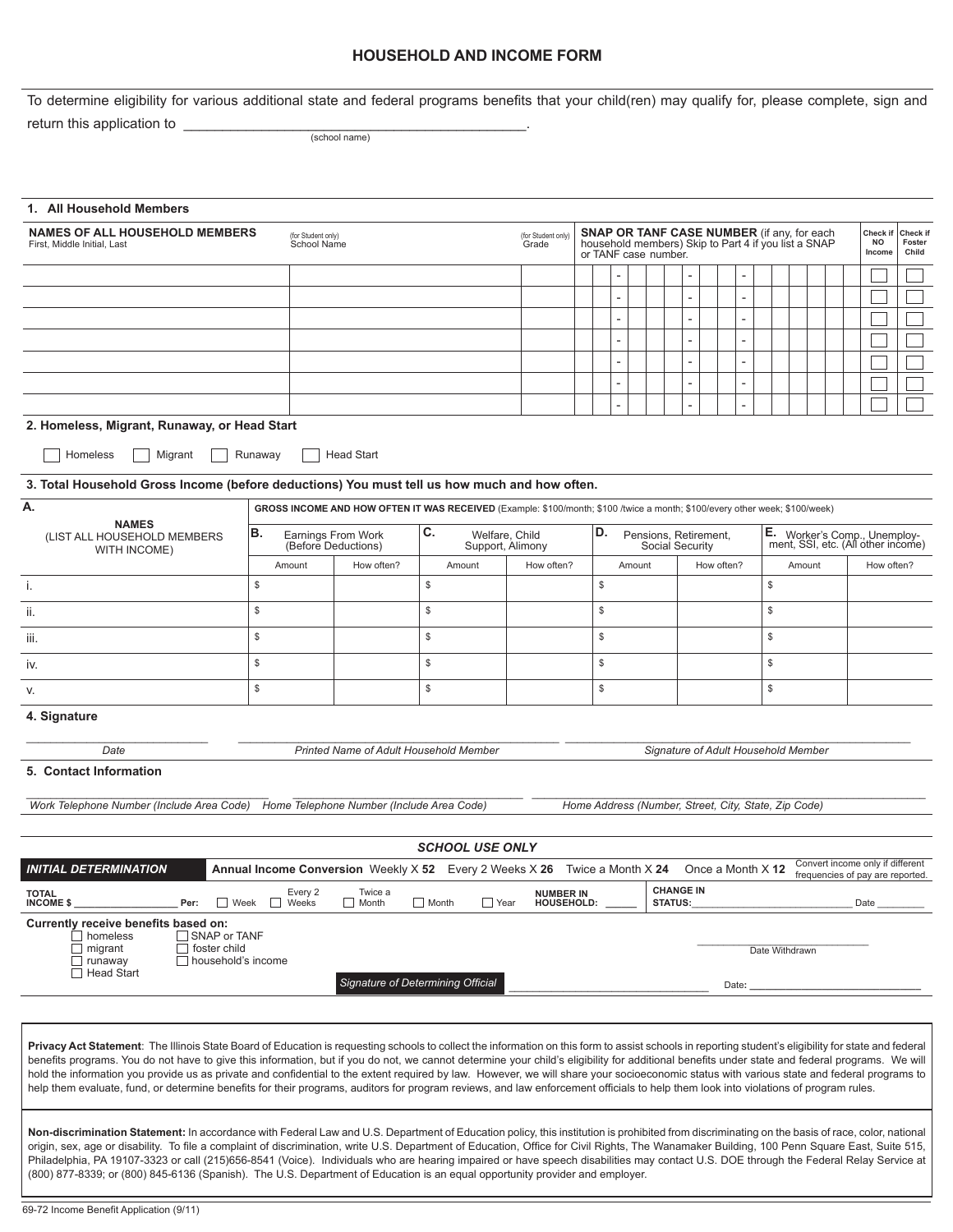# HOUSEHOLD AND INCOME FORM

To determine eligibility for various additional state and federal programs benefits that your child(ren) may qualify for, please complete, sign and return this application to ___________________________________________.
(school name)

## 1. All Household Members

| NAMES OF ALL HOUSEHOLD MEMBERS First, Middle Initial, Last | (for Student only) School Name | (for Student only) Grade | SNAP OR TANF CASE NUMBER (if any, for each household members) Skip to Part 4 if you list a SNAP or TANF case number. | Check if NO Income | Check if Foster Child |
|---|---|---|---|---|---|
| | | | - - - | ☐ | ☐ |
| | | | - - - | ☐ | ☐ |
| | | | - - - | ☐ | ☐ |
| | | | - - - | ☐ | ☐ |
| | | | - - - | ☐ | ☐ |
| | | | - - - | ☐ | ☐ |
| | | | - - - | ☐ | ☐ |

## 2. Homeless, Migrant, Runaway, or Head Start

☐ Homeless ☐ Migrant ☐ Runaway ☐ Head Start

## 3. Total Household Gross Income (before deductions) You must tell us how much and how often.

| A. NAMES (LIST ALL HOUSEHOLD MEMBERS WITH INCOME) | GROSS INCOME AND HOW OFTEN IT WAS RECEIVED (Example: $100/month; $100 /twice a month; $100/every other week; $100/week) | | | | | | | |
|---|---|---|---|---|---|---|---|---|
| | B. Earnings From Work (Before Deductions) | | C. Welfare, Child Support, Alimony | | D. Pensions, Retirement, Social Security | | E. Worker's Comp., Unemployment, SSI, etc. (All other income) | |
| | Amount | How often? | Amount | How often? | Amount | How often? | Amount | How often? |
| i. | $ | | $ | | $ | | $ | |
| ii. | $ | | $ | | $ | | $ | |
| iii. | $ | | $ | | $ | | $ | |
| iv. | $ | | $ | | $ | | $ | |
| v. | $ | | $ | | $ | | $ | |

## 4. Signature

_______________ Date
_______________ Printed Name of Adult Household Member
_______________ Signature of Adult Household Member

## 5. Contact Information

_______________ Work Telephone Number (Include Area Code)
_______________ Home Telephone Number (Include Area Code)
_______________ Home Address (Number, Street, City, State, Zip Code)

### SCHOOL USE ONLY

**INITIAL DETERMINATION** — **Annual Income Conversion** Weekly X **52** Every 2 Weeks X **26** Twice a Month X **24** Once a Month X **12** (Convert income only if different frequencies of pay are reported.)

**TOTAL INCOME $** ______________ **Per:** ☐ Week ☐ Every 2 Weeks ☐ Twice a Month ☐ Month ☐ Year **NUMBER IN HOUSEHOLD:** ______ **CHANGE IN STATUS:** ______________ Date ________

**Currently receive benefits based on:**
☐ homeless ☐ SNAP or TANF
☐ migrant ☐ foster child
☐ runaway ☐ household's income
☐ Head Start

_______________ Date Withdrawn

*Signature of Determining Official* _______________ Date: _______________

**Privacy Act Statement**: The Illinois State Board of Education is requesting schools to collect the information on this form to assist schools in reporting student's eligibility for state and federal benefits programs. You do not have to give this information, but if you do not, we cannot determine your child's eligibility for additional benefits under state and federal programs. We will hold the information you provide us as private and confidential to the extent required by law. However, we will share your socioeconomic status with various state and federal programs to help them evaluate, fund, or determine benefits for their programs, auditors for program reviews, and law enforcement officials to help them look into violations of program rules.

**Non-discrimination Statement:** In accordance with Federal Law and U.S. Department of Education policy, this institution is prohibited from discriminating on the basis of race, color, national origin, sex, age or disability. To file a complaint of discrimination, write U.S. Department of Education, Office for Civil Rights, The Wanamaker Building, 100 Penn Square East, Suite 515, Philadelphia, PA 19107-3323 or call (215)656-8541 (Voice). Individuals who are hearing impaired or have speech disabilities may contact U.S. DOE through the Federal Relay Service at (800) 877-8339; or (800) 845-6136 (Spanish). The U.S. Department of Education is an equal opportunity provider and employer.

69-72 Income Benefit Application (9/11)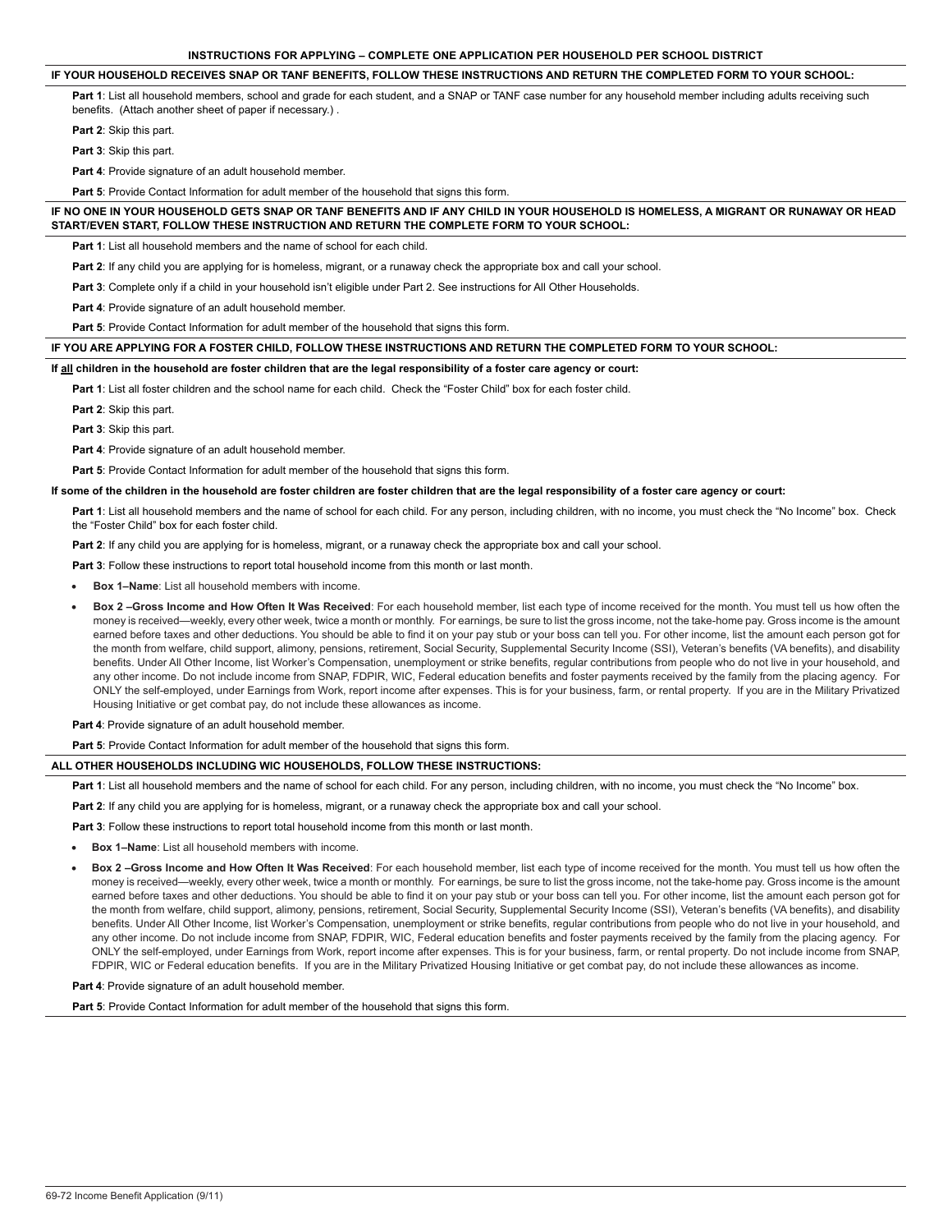## INSTRUCTIONS FOR APPLYING – COMPLETE ONE APPLICATION PER HOUSEHOLD PER SCHOOL DISTRICT

### IF YOUR HOUSEHOLD RECEIVES SNAP OR TANF BENEFITS, FOLLOW THESE INSTRUCTIONS AND RETURN THE COMPLETED FORM TO YOUR SCHOOL:

**Part 1**: List all household members, school and grade for each student, and a SNAP or TANF case number for any household member including adults receiving such benefits. (Attach another sheet of paper if necessary.) .

**Part 2**: Skip this part.

**Part 3**: Skip this part.

**Part 4**: Provide signature of an adult household member.

**Part 5**: Provide Contact Information for adult member of the household that signs this form.

### IF NO ONE IN YOUR HOUSEHOLD GETS SNAP OR TANF BENEFITS AND IF ANY CHILD IN YOUR HOUSEHOLD IS HOMELESS, A MIGRANT OR RUNAWAY OR HEAD START/EVEN START, FOLLOW THESE INSTRUCTION AND RETURN THE COMPLETE FORM TO YOUR SCHOOL:

**Part 1**: List all household members and the name of school for each child.

**Part 2**: If any child you are applying for is homeless, migrant, or a runaway check the appropriate box and call your school.

**Part 3**: Complete only if a child in your household isn't eligible under Part 2. See instructions for All Other Households.

**Part 4**: Provide signature of an adult household member.

**Part 5**: Provide Contact Information for adult member of the household that signs this form.

### IF YOU ARE APPLYING FOR A FOSTER CHILD, FOLLOW THESE INSTRUCTIONS AND RETURN THE COMPLETED FORM TO YOUR SCHOOL:

**If <u>all</u> children in the household are foster children that are the legal responsibility of a foster care agency or court:**

**Part 1**: List all foster children and the school name for each child. Check the "Foster Child" box for each foster child.

**Part 2**: Skip this part.

**Part 3**: Skip this part.

**Part 4**: Provide signature of an adult household member.

**Part 5**: Provide Contact Information for adult member of the household that signs this form.

**If some of the children in the household are foster children are foster children that are the legal responsibility of a foster care agency or court:**

**Part 1**: List all household members and the name of school for each child. For any person, including children, with no income, you must check the "No Income" box. Check the "Foster Child" box for each foster child.

**Part 2**: If any child you are applying for is homeless, migrant, or a runaway check the appropriate box and call your school.

**Part 3**: Follow these instructions to report total household income from this month or last month.

- **Box 1–Name**: List all household members with income.
- **Box 2 –Gross Income and How Often It Was Received**: For each household member, list each type of income received for the month. You must tell us how often the money is received—weekly, every other week, twice a month or monthly. For earnings, be sure to list the gross income, not the take-home pay. Gross income is the amount earned before taxes and other deductions. You should be able to find it on your pay stub or your boss can tell you. For other income, list the amount each person got for the month from welfare, child support, alimony, pensions, retirement, Social Security, Supplemental Security Income (SSI), Veteran's benefits (VA benefits), and disability benefits. Under All Other Income, list Worker's Compensation, unemployment or strike benefits, regular contributions from people who do not live in your household, and any other income. Do not include income from SNAP, FDPIR, WIC, Federal education benefits and foster payments received by the family from the placing agency. For ONLY the self-employed, under Earnings from Work, report income after expenses. This is for your business, farm, or rental property. If you are in the Military Privatized Housing Initiative or get combat pay, do not include these allowances as income.

**Part 4**: Provide signature of an adult household member.

**Part 5**: Provide Contact Information for adult member of the household that signs this form.

### ALL OTHER HOUSEHOLDS INCLUDING WIC HOUSEHOLDS, FOLLOW THESE INSTRUCTIONS:

**Part 1**: List all household members and the name of school for each child. For any person, including children, with no income, you must check the "No Income" box.

**Part 2**: If any child you are applying for is homeless, migrant, or a runaway check the appropriate box and call your school.

**Part 3**: Follow these instructions to report total household income from this month or last month.

- **Box 1–Name**: List all household members with income.
- **Box 2 –Gross Income and How Often It Was Received**: For each household member, list each type of income received for the month. You must tell us how often the money is received—weekly, every other week, twice a month or monthly. For earnings, be sure to list the gross income, not the take-home pay. Gross income is the amount earned before taxes and other deductions. You should be able to find it on your pay stub or your boss can tell you. For other income, list the amount each person got for the month from welfare, child support, alimony, pensions, retirement, Social Security, Supplemental Security Income (SSI), Veteran's benefits (VA benefits), and disability benefits. Under All Other Income, list Worker's Compensation, unemployment or strike benefits, regular contributions from people who do not live in your household, and any other income. Do not include income from SNAP, FDPIR, WIC, Federal education benefits and foster payments received by the family from the placing agency. For ONLY the self-employed, under Earnings from Work, report income after expenses. This is for your business, farm, or rental property. Do not include income from SNAP, FDPIR, WIC or Federal education benefits. If you are in the Military Privatized Housing Initiative or get combat pay, do not include these allowances as income.

**Part 4**: Provide signature of an adult household member.

**Part 5**: Provide Contact Information for adult member of the household that signs this form.

69-72 Income Benefit Application (9/11)